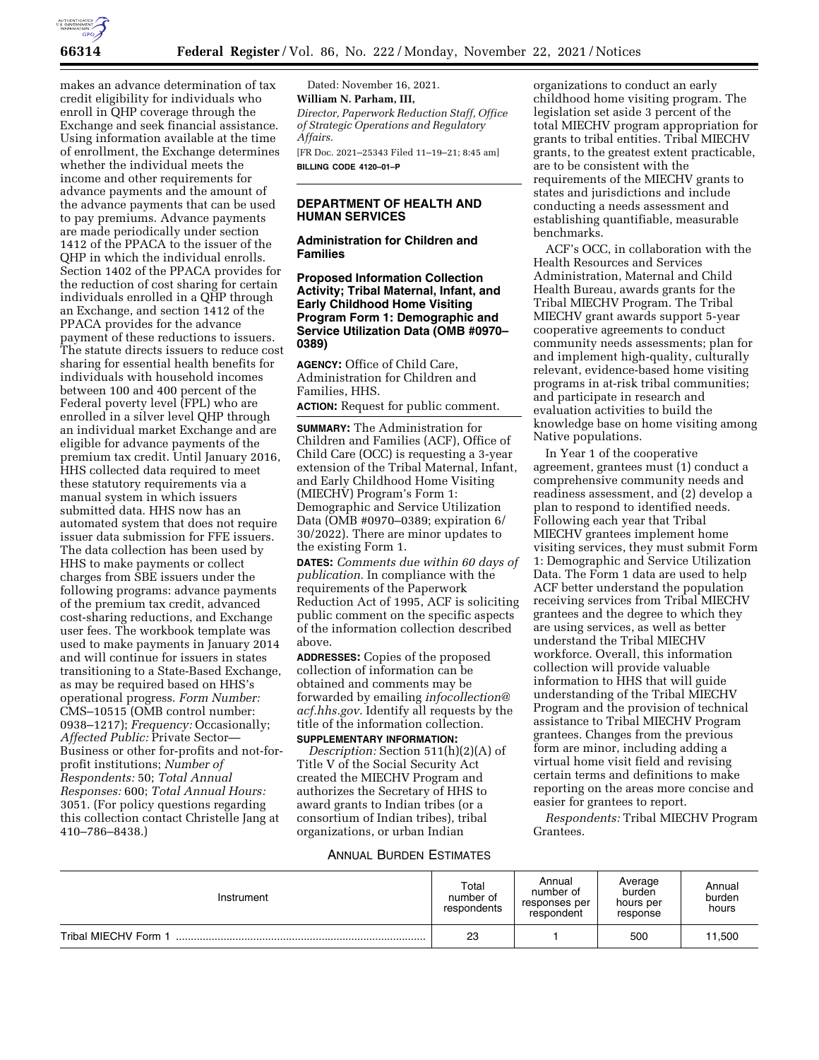makes an advance determination of tax credit eligibility for individuals who enroll in QHP coverage through the Exchange and seek financial assistance. Using information available at the time of enrollment, the Exchange determines whether the individual meets the income and other requirements for advance payments and the amount of the advance payments that can be used to pay premiums. Advance payments are made periodically under section 1412 of the PPACA to the issuer of the QHP in which the individual enrolls. Section 1402 of the PPACA provides for the reduction of cost sharing for certain individuals enrolled in a QHP through an Exchange, and section 1412 of the PPACA provides for the advance payment of these reductions to issuers. The statute directs issuers to reduce cost sharing for essential health benefits for individuals with household incomes between 100 and 400 percent of the Federal poverty level (FPL) who are enrolled in a silver level QHP through an individual market Exchange and are eligible for advance payments of the premium tax credit. Until January 2016, HHS collected data required to meet these statutory requirements via a manual system in which issuers submitted data. HHS now has an automated system that does not require issuer data submission for FFE issuers. The data collection has been used by HHS to make payments or collect charges from SBE issuers under the following programs: advance payments of the premium tax credit, advanced cost-sharing reductions, and Exchange user fees. The workbook template was used to make payments in January 2014 and will continue for issuers in states transitioning to a State-Based Exchange, as may be required based on HHS's operational progress. *Form Number:* CMS–10515 (OMB control number: 0938–1217); *Frequency:* Occasionally; *Affected Public:* Private Sector—Business or other for-profits and not-for-profit institutions; *Number of Respondents:* 50; *Total Annual Responses:* 600; *Total Annual Hours:* 3051. (For policy questions regarding this collection contact Christelle Jang at 410–786–8438.)

Dated: November 16, 2021.

**William N. Parham, III,**

*Director, Paperwork Reduction Staff, Office of Strategic Operations and Regulatory Affairs.*

[FR Doc. 2021–25343 Filed 11–19–21; 8:45 am]

**BILLING CODE 4120–01–P**

## DEPARTMENT OF HEALTH AND HUMAN SERVICES

### Administration for Children and Families

### Proposed Information Collection Activity; Tribal Maternal, Infant, and Early Childhood Home Visiting Program Form 1: Demographic and Service Utilization Data (OMB #0970–0389)

**AGENCY:** Office of Child Care, Administration for Children and Families, HHS.

**ACTION:** Request for public comment.

**SUMMARY:** The Administration for Children and Families (ACF), Office of Child Care (OCC) is requesting a 3-year extension of the Tribal Maternal, Infant, and Early Childhood Home Visiting (MIECHV) Program's Form 1: Demographic and Service Utilization Data (OMB #0970–0389; expiration 6/30/2022). There are minor updates to the existing Form 1.

**DATES:** *Comments due within 60 days of publication.* In compliance with the requirements of the Paperwork Reduction Act of 1995, ACF is soliciting public comment on the specific aspects of the information collection described above.

**ADDRESSES:** Copies of the proposed collection of information can be obtained and comments may be forwarded by emailing *infocollection@acf.hhs.gov.* Identify all requests by the title of the information collection.

**SUPPLEMENTARY INFORMATION:**

*Description:* Section 511(h)(2)(A) of Title V of the Social Security Act created the MIECHV Program and authorizes the Secretary of HHS to award grants to Indian tribes (or a consortium of Indian tribes), tribal organizations, or urban Indian organizations to conduct an early childhood home visiting program. The legislation set aside 3 percent of the total MIECHV program appropriation for grants to tribal entities. Tribal MIECHV grants, to the greatest extent practicable, are to be consistent with the requirements of the MIECHV grants to states and jurisdictions and include conducting a needs assessment and establishing quantifiable, measurable benchmarks.

ACF's OCC, in collaboration with the Health Resources and Services Administration, Maternal and Child Health Bureau, awards grants for the Tribal MIECHV Program. The Tribal MIECHV grant awards support 5-year cooperative agreements to conduct community needs assessments; plan for and implement high-quality, culturally relevant, evidence-based home visiting programs in at-risk tribal communities; and participate in research and evaluation activities to build the knowledge base on home visiting among Native populations.

In Year 1 of the cooperative agreement, grantees must (1) conduct a comprehensive community needs and readiness assessment, and (2) develop a plan to respond to identified needs. Following each year that Tribal MIECHV grantees implement home visiting services, they must submit Form 1: Demographic and Service Utilization Data. The Form 1 data are used to help ACF better understand the population receiving services from Tribal MIECHV grantees and the degree to which they are using services, as well as better understand the Tribal MIECHV workforce. Overall, this information collection will provide valuable information to HHS that will guide understanding of the Tribal MIECHV Program and the provision of technical assistance to Tribal MIECHV Program grantees. Changes from the previous form are minor, including adding a virtual home visit field and revising certain terms and definitions to make reporting on the areas more concise and easier for grantees to report.

*Respondents:* Tribal MIECHV Program Grantees.

ANNUAL BURDEN ESTIMATES

| Instrument | Total number of respondents | Annual number of responses per respondent | Average burden hours per response | Annual burden hours |
|---|---|---|---|---|
| Tribal MIECHV Form 1 | 23 | 1 | 500 | 11,500 |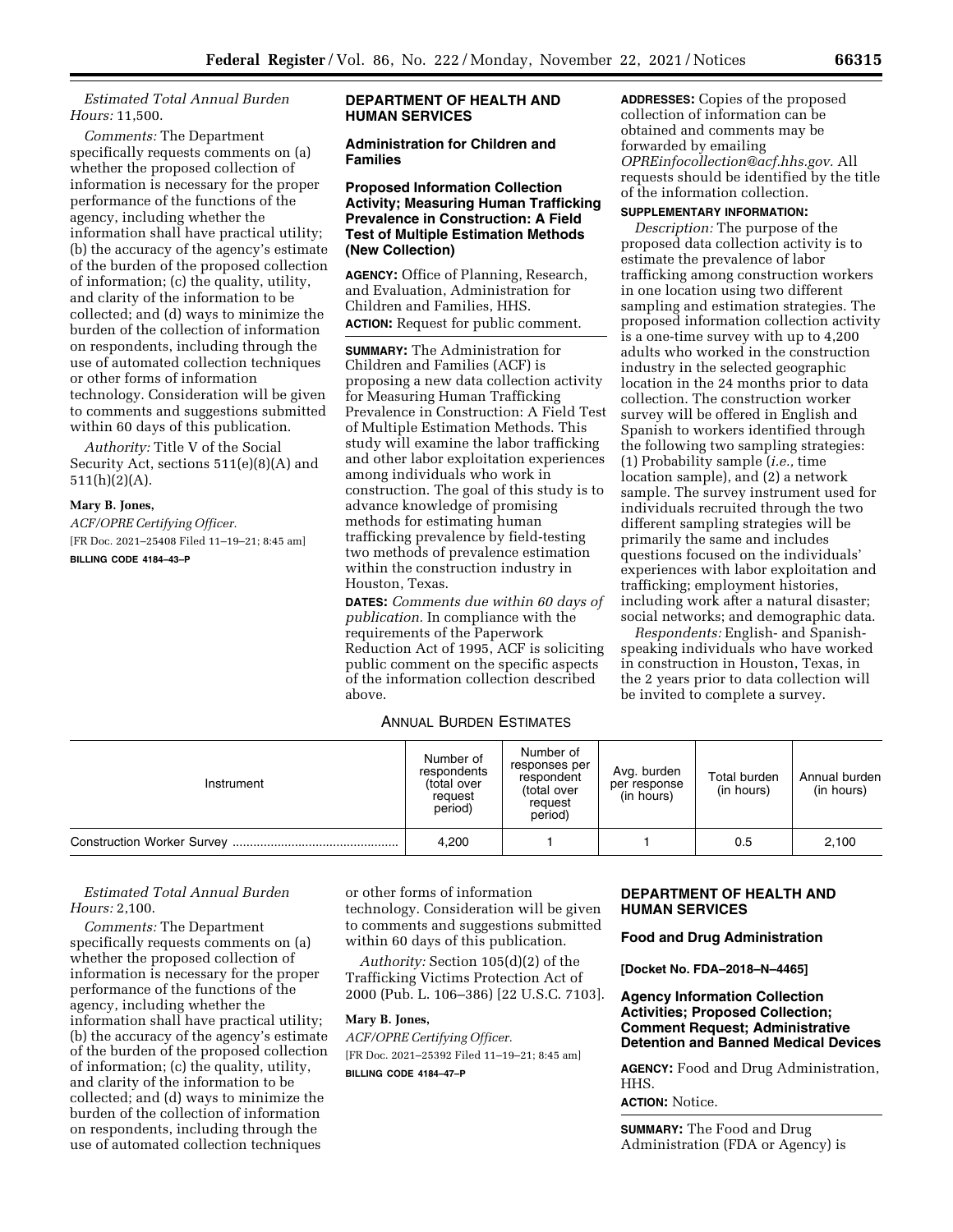*Estimated Total Annual Burden Hours:* 11,500.

*Comments:* The Department specifically requests comments on (a) whether the proposed collection of information is necessary for the proper performance of the functions of the agency, including whether the information shall have practical utility; (b) the accuracy of the agency's estimate of the burden of the proposed collection of information; (c) the quality, utility, and clarity of the information to be collected; and (d) ways to minimize the burden of the collection of information on respondents, including through the use of automated collection techniques or other forms of information technology. Consideration will be given to comments and suggestions submitted within 60 days of this publication.

*Authority:* Title V of the Social Security Act, sections 511(e)(8)(A) and 511(h)(2)(A).

**Mary B. Jones,**

*ACF/OPRE Certifying Officer.*

[FR Doc. 2021–25408 Filed 11–19–21; 8:45 am]

**BILLING CODE 4184–43–P**

## DEPARTMENT OF HEALTH AND HUMAN SERVICES

### Administration for Children and Families

### Proposed Information Collection Activity; Measuring Human Trafficking Prevalence in Construction: A Field Test of Multiple Estimation Methods (New Collection)

**AGENCY:** Office of Planning, Research, and Evaluation, Administration for Children and Families, HHS.

**ACTION:** Request for public comment.

**SUMMARY:** The Administration for Children and Families (ACF) is proposing a new data collection activity for Measuring Human Trafficking Prevalence in Construction: A Field Test of Multiple Estimation Methods. This study will examine the labor trafficking and other labor exploitation experiences among individuals who work in construction. The goal of this study is to advance knowledge of promising methods for estimating human trafficking prevalence by field-testing two methods of prevalence estimation within the construction industry in Houston, Texas.

**DATES:** *Comments due within 60 days of publication.* In compliance with the requirements of the Paperwork Reduction Act of 1995, ACF is soliciting public comment on the specific aspects of the information collection described above.

**ADDRESSES:** Copies of the proposed collection of information can be obtained and comments may be forwarded by emailing *OPREinfocollection@acf.hhs.gov.* All requests should be identified by the title of the information collection.

**SUPPLEMENTARY INFORMATION:**

*Description:* The purpose of the proposed data collection activity is to estimate the prevalence of labor trafficking among construction workers in one location using two different sampling and estimation strategies. The proposed information collection activity is a one-time survey with up to 4,200 adults who worked in the construction industry in the selected geographic location in the 24 months prior to data collection. The construction worker survey will be offered in English and Spanish to workers identified through the following two sampling strategies: (1) Probability sample (*i.e.,* time location sample), and (2) a network sample. The survey instrument used for individuals recruited through the two different sampling strategies will be primarily the same and includes questions focused on the individuals' experiences with labor exploitation and trafficking; employment histories, including work after a natural disaster; social networks; and demographic data.

*Respondents:* English- and Spanish-speaking individuals who have worked in construction in Houston, Texas, in the 2 years prior to data collection will be invited to complete a survey.

ANNUAL BURDEN ESTIMATES

| Instrument | Number of respondents (total over request period) | Number of responses per respondent (total over request period) | Avg. burden per response (in hours) | Total burden (in hours) | Annual burden (in hours) |
|---|---|---|---|---|---|
| Construction Worker Survey | 4,200 | 1 | 1 | 0.5 | 2,100 |

*Estimated Total Annual Burden Hours:* 2,100.

*Comments:* The Department specifically requests comments on (a) whether the proposed collection of information is necessary for the proper performance of the functions of the agency, including whether the information shall have practical utility; (b) the accuracy of the agency's estimate of the burden of the proposed collection of information; (c) the quality, utility, and clarity of the information to be collected; and (d) ways to minimize the burden of the collection of information on respondents, including through the use of automated collection techniques or other forms of information technology. Consideration will be given to comments and suggestions submitted within 60 days of this publication.

*Authority:* Section 105(d)(2) of the Trafficking Victims Protection Act of 2000 (Pub. L. 106–386) [22 U.S.C. 7103].

**Mary B. Jones,**

*ACF/OPRE Certifying Officer.*

[FR Doc. 2021–25392 Filed 11–19–21; 8:45 am]

**BILLING CODE 4184–47–P**

## DEPARTMENT OF HEALTH AND HUMAN SERVICES

### Food and Drug Administration

**[Docket No. FDA–2018–N–4465]**

### Agency Information Collection Activities; Proposed Collection; Comment Request; Administrative Detention and Banned Medical Devices

**AGENCY:** Food and Drug Administration, HHS.

**ACTION:** Notice.

**SUMMARY:** The Food and Drug Administration (FDA or Agency) is